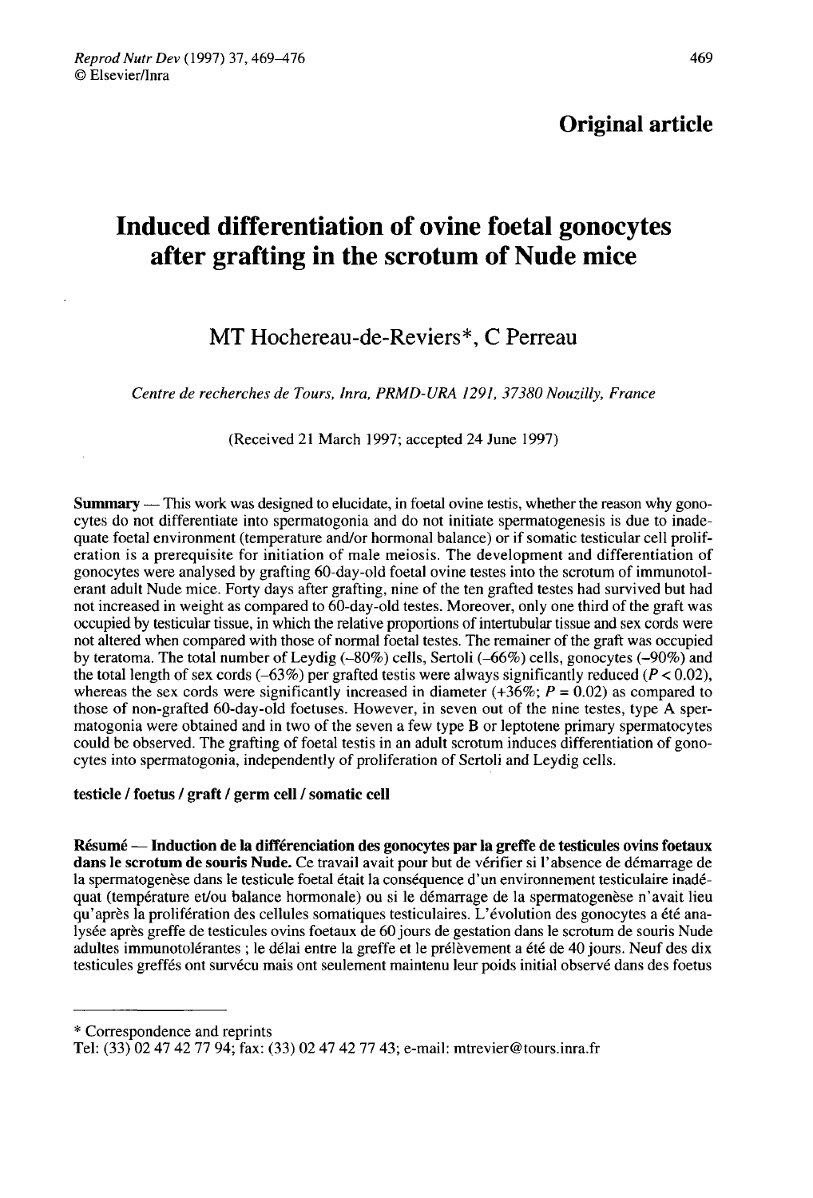**Original article**

# Induced differentiation of ovine foetal gonocytes after grafting in the scrotum of Nude mice

MT Hochereau-de-Reviers*, C Perreau

*Centre de recherches de Tours, Inra, PRMD-URA 1291, 37380 Nouzilly, France*

(Received 21 March 1997; accepted 24 June 1997)

**Summary** — This work was designed to elucidate, in foetal ovine testis, whether the reason why gonocytes do not differentiate into spermatogonia and do not initiate spermatogenesis is due to inadequate foetal environment (temperature and/or hormonal balance) or if somatic testicular cell proliferation is a prerequisite for initiation of male meiosis. The development and differentiation of gonocytes were analysed by grafting 60-day-old foetal ovine testes into the scrotum of immunotolerant adult Nude mice. Forty days after grafting, nine of the ten grafted testes had survived but had not increased in weight as compared to 60-day-old testes. Moreover, only one third of the graft was occupied by testicular tissue, in which the relative proportions of intertubular tissue and sex cords were not altered when compared with those of normal foetal testes. The remainer of the graft was occupied by teratoma. The total number of Leydig (–80%) cells, Sertoli (–66%) cells, gonocytes (–90%) and the total length of sex cords (–63%) per grafted testis were always significantly reduced ($P < 0.02$), whereas the sex cords were significantly increased in diameter (+36%; $P = 0.02$) as compared to those of non-grafted 60-day-old foetuses. However, in seven out of the nine testes, type A spermatogonia were obtained and in two of the seven a few type B or leptotene primary spermatocytes could be observed. The grafting of foetal testis in an adult scrotum induces differentiation of gonocytes into spermatogonia, independently of proliferation of Sertoli and Leydig cells.

**testicle / foetus / graft / germ cell / somatic cell**

**Résumé** — **Induction de la différenciation des gonocytes par la greffe de testicules ovins foetaux dans le scrotum de souris Nude.** Ce travail avait pour but de vérifier si l'absence de démarrage de la spermatogenèse dans le testicule foetal était la conséquence d'un environnement testiculaire inadéquat (température et/ou balance hormonale) ou si le démarrage de la spermatogenèse n'avait lieu qu'après la prolifération des cellules somatiques testiculaires. L'évolution des gonocytes a été analysée après greffe de testicules ovins foetaux de 60 jours de gestation dans le scrotum de souris Nude adultes immunotolérantes ; le délai entre la greffe et le prélèvement a été de 40 jours. Neuf des dix testicules greffés ont survécu mais ont seulement maintenu leur poids initial observé dans des foetus

---

* Correspondence and reprints
Tel: (33) 02 47 42 77 94; fax: (33) 02 47 42 77 43; e-mail: mtrevier@tours.inra.fr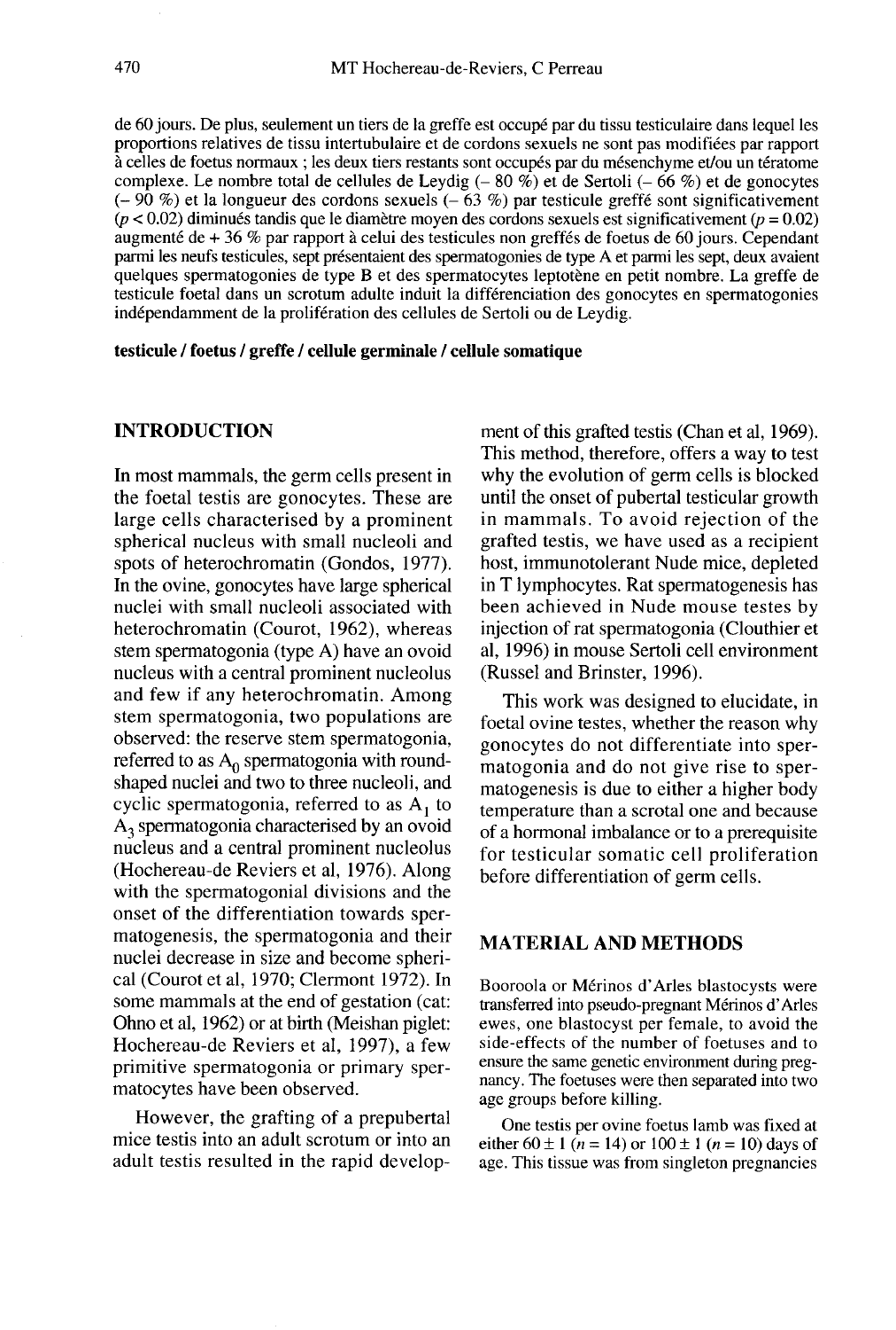de 60 jours. De plus, seulement un tiers de la greffe est occupé par du tissu testiculaire dans lequel les proportions relatives de tissu intertubulaire et de cordons sexuels ne sont pas modifiées par rapport à celles de foetus normaux ; les deux tiers restants sont occupés par du mésenchyme et/ou un tératome complexe. Le nombre total de cellules de Leydig (– 80 %) et de Sertoli (– 66 %) et de gonocytes (– 90 %) et la longueur des cordons sexuels (– 63 %) par testicule greffé sont significativement ($p < 0.02$) diminués tandis que le diamètre moyen des cordons sexuels est significativement ($p = 0.02$) augmenté de + 36 % par rapport à celui des testicules non greffés de foetus de 60 jours. Cependant parmi les neufs testicules, sept présentaient des spermatogonies de type A et parmi les sept, deux avaient quelques spermatogonies de type B et des spermatocytes leptotène en petit nombre. La greffe de testicule foetal dans un scrotum adulte induit la différenciation des gonocytes en spermatogonies indépendamment de la prolifération des cellules de Sertoli ou de Leydig.

**testicule / foetus / greffe / cellule germinale / cellule somatique**

## INTRODUCTION

In most mammals, the germ cells present in the foetal testis are gonocytes. These are large cells characterised by a prominent spherical nucleus with small nucleoli and spots of heterochromatin (Gondos, 1977). In the ovine, gonocytes have large spherical nuclei with small nucleoli associated with heterochromatin (Courot, 1962), whereas stem spermatogonia (type A) have an ovoid nucleus with a central prominent nucleolus and few if any heterochromatin. Among stem spermatogonia, two populations are observed: the reserve stem spermatogonia, referred to as $A_0$ spermatogonia with round-shaped nuclei and two to three nucleoli, and cyclic spermatogonia, referred to as $A_1$ to $A_3$ spermatogonia characterised by an ovoid nucleus and a central prominent nucleolus (Hochereau-de Reviers et al, 1976). Along with the spermatogonial divisions and the onset of the differentiation towards spermatogenesis, the spermatogonia and their nuclei decrease in size and become spherical (Courot et al, 1970; Clermont 1972). In some mammals at the end of gestation (cat: Ohno et al, 1962) or at birth (Meishan piglet: Hochereau-de Reviers et al, 1997), a few primitive spermatogonia or primary spermatocytes have been observed.

However, the grafting of a prepubertal mice testis into an adult scrotum or into an adult testis resulted in the rapid development of this grafted testis (Chan et al, 1969). This method, therefore, offers a way to test why the evolution of germ cells is blocked until the onset of pubertal testicular growth in mammals. To avoid rejection of the grafted testis, we have used as a recipient host, immunotolerant Nude mice, depleted in T lymphocytes. Rat spermatogenesis has been achieved in Nude mouse testes by injection of rat spermatogonia (Clouthier et al, 1996) in mouse Sertoli cell environment (Russel and Brinster, 1996).

This work was designed to elucidate, in foetal ovine testes, whether the reason why gonocytes do not differentiate into spermatogonia and do not give rise to spermatogenesis is due to either a higher body temperature than a scrotal one and because of a hormonal imbalance or to a prerequisite for testicular somatic cell proliferation before differentiation of germ cells.

## MATERIAL AND METHODS

Booroola or Mérinos d'Arles blastocysts were transferred into pseudo-pregnant Mérinos d'Arles ewes, one blastocyst per female, to avoid the side-effects of the number of foetuses and to ensure the same genetic environment during pregnancy. The foetuses were then separated into two age groups before killing.

One testis per ovine foetus lamb was fixed at either 60 ± 1 ($n = 14$) or 100 ± 1 ($n = 10$) days of age. This tissue was from singleton pregnancies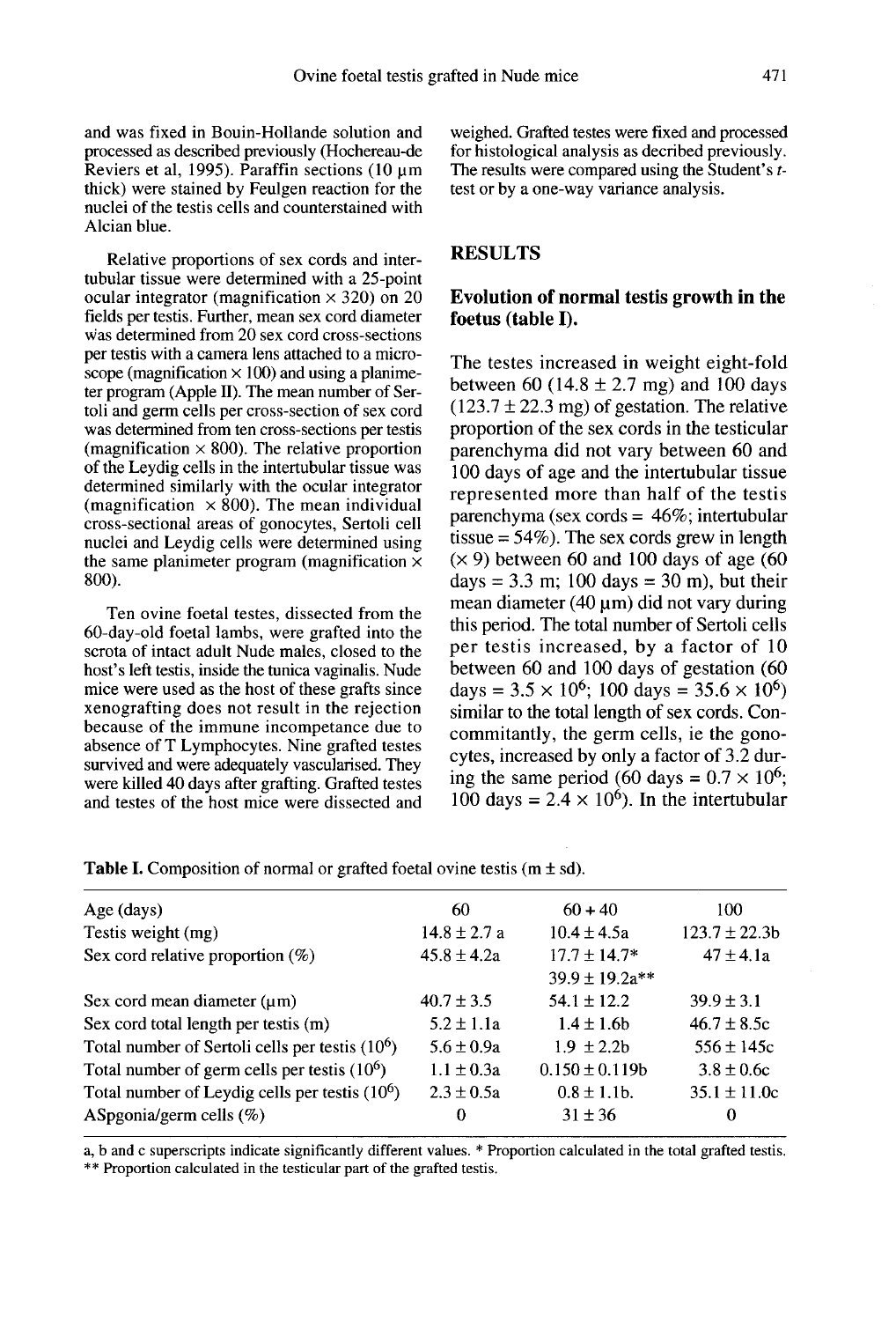and was fixed in Bouin-Hollande solution and processed as described previously (Hochereau-de Reviers et al, 1995). Paraffin sections (10 μm thick) were stained by Feulgen reaction for the nuclei of the testis cells and counterstained with Alcian blue.

Relative proportions of sex cords and intertubular tissue were determined with a 25-point ocular integrator (magnification × 320) on 20 fields per testis. Further, mean sex cord diameter was determined from 20 sex cord cross-sections per testis with a camera lens attached to a microscope (magnification × 100) and using a planimeter program (Apple II). The mean number of Sertoli and germ cells per cross-section of sex cord was determined from ten cross-sections per testis (magnification × 800). The relative proportion of the Leydig cells in the intertubular tissue was determined similarly with the ocular integrator (magnification × 800). The mean individual cross-sectional areas of gonocytes, Sertoli cell nuclei and Leydig cells were determined using the same planimeter program (magnification × 800).

Ten ovine foetal testes, dissected from the 60-day-old foetal lambs, were grafted into the scrota of intact adult Nude males, closed to the host's left testis, inside the tunica vaginalis. Nude mice were used as the host of these grafts since xenografting does not result in the rejection because of the immune incompetance due to absence of T Lymphocytes. Nine grafted testes survived and were adequately vascularised. They were killed 40 days after grafting. Grafted testes and testes of the host mice were dissected and weighed. Grafted testes were fixed and processed for histological analysis as decribed previously. The results were compared using the Student's *t*-test or by a one-way variance analysis.

## RESULTS

### Evolution of normal testis growth in the foetus (table I).

The testes increased in weight eight-fold between 60 (14.8 ± 2.7 mg) and 100 days (123.7 ± 22.3 mg) of gestation. The relative proportion of the sex cords in the testicular parenchyma did not vary between 60 and 100 days of age and the intertubular tissue represented more than half of the testis parenchyma (sex cords = 46%; intertubular tissue = 54%). The sex cords grew in length (× 9) between 60 and 100 days of age (60 days = 3.3 m; 100 days = 30 m), but their mean diameter (40 μm) did not vary during this period. The total number of Sertoli cells per testis increased, by a factor of 10 between 60 and 100 days of gestation (60 days = $3.5 \times 10^6$; 100 days = $35.6 \times 10^6$) similar to the total length of sex cords. Concommitantly, the germ cells, ie the gonocytes, increased by only a factor of 3.2 during the same period (60 days = $0.7 \times 10^6$; 100 days = $2.4 \times 10^6$). In the intertubular

**Table I.** Composition of normal or grafted foetal ovine testis (m ± sd).

| Age (days) | 60 | 60 + 40 | 100 |
|---|---|---|---|
| Testis weight (mg) | 14.8 ± 2.7 a | 10.4 ± 4.5a | 123.7 ± 22.3b |
| Sex cord relative proportion (%) | 45.8 ± 4.2a | 17.7 ± 14.7* <br> 39.9 ± 19.2a** | 47 ± 4.1a |
| Sex cord mean diameter (μm) | 40.7 ± 3.5 | 54.1 ± 12.2 | 39.9 ± 3.1 |
| Sex cord total length per testis (m) | 5.2 ± 1.1a | 1.4 ± 1.6b | 46.7 ± 8.5c |
| Total number of Sertoli cells per testis ($10^6$) | 5.6 ± 0.9a | 1.9 ± 2.2b | 556 ± 145c |
| Total number of germ cells per testis ($10^6$) | 1.1 ± 0.3a | 0.150 ± 0.119b | 3.8 ± 0.6c |
| Total number of Leydig cells per testis ($10^6$) | 2.3 ± 0.5a | 0.8 ± 1.1b. | 35.1 ± 11.0c |
| ASpgonia/germ cells (%) | 0 | 31 ± 36 | 0 |

a, b and c superscripts indicate significantly different values. * Proportion calculated in the total grafted testis. ** Proportion calculated in the testicular part of the grafted testis.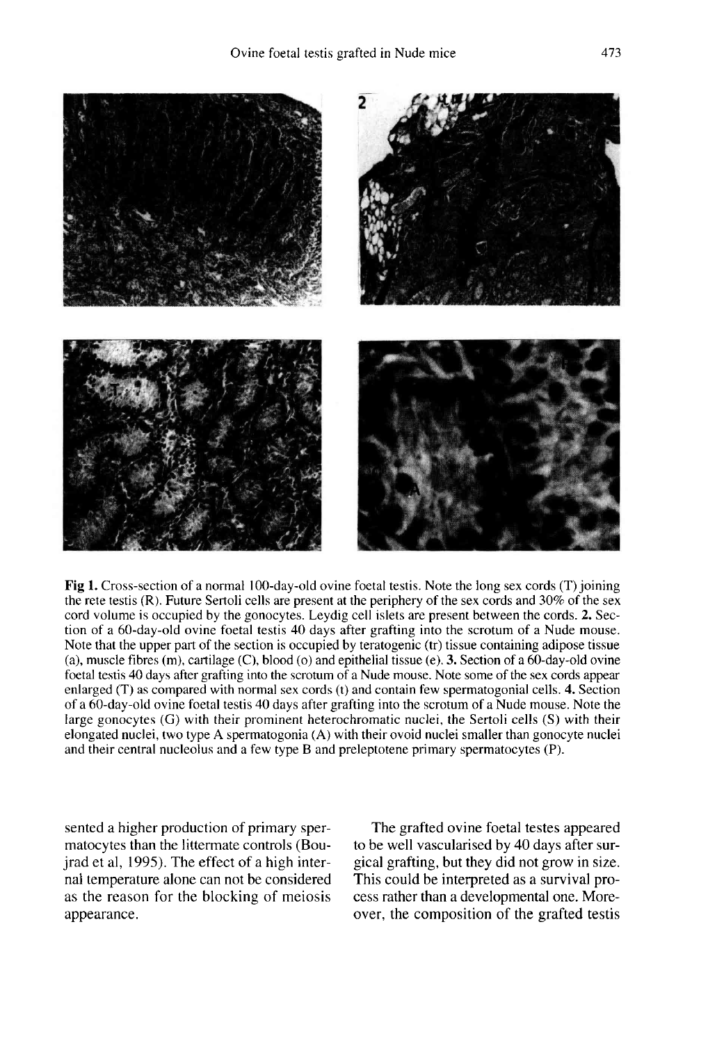**Fig 1.** Cross-section of a normal 100-day-old ovine foetal testis. Note the long sex cords (T) joining the rete testis (R). Future Sertoli cells are present at the periphery of the sex cords and 30% of the sex cord volume is occupied by the gonocytes. Leydig cell islets are present between the cords. **2.** Section of a 60-day-old ovine foetal testis 40 days after grafting into the scrotum of a Nude mouse. Note that the upper part of the section is occupied by teratogenic (tr) tissue containing adipose tissue (a), muscle fibres (m), cartilage (C), blood (o) and epithelial tissue (e). **3.** Section of a 60-day-old ovine foetal testis 40 days after grafting into the scrotum of a Nude mouse. Note some of the sex cords appear enlarged (T) as compared with normal sex cords (t) and contain few spermatogonial cells. **4.** Section of a 60-day-old ovine foetal testis 40 days after grafting into the scrotum of a Nude mouse. Note the large gonocytes (G) with their prominent heterochromatic nuclei, the Sertoli cells (S) with their elongated nuclei, two type A spermatogonia (A) with their ovoid nuclei smaller than gonocyte nuclei and their central nucleolus and a few type B and preleptotene primary spermatocytes (P).

sented a higher production of primary spermatocytes than the littermate controls (Boujrad et al, 1995). The effect of a high internal temperature alone can not be considered as the reason for the blocking of meiosis appearance.

The grafted ovine foetal testes appeared to be well vascularised by 40 days after surgical grafting, but they did not grow in size. This could be interpreted as a survival process rather than a developmental one. Moreover, the composition of the grafted testis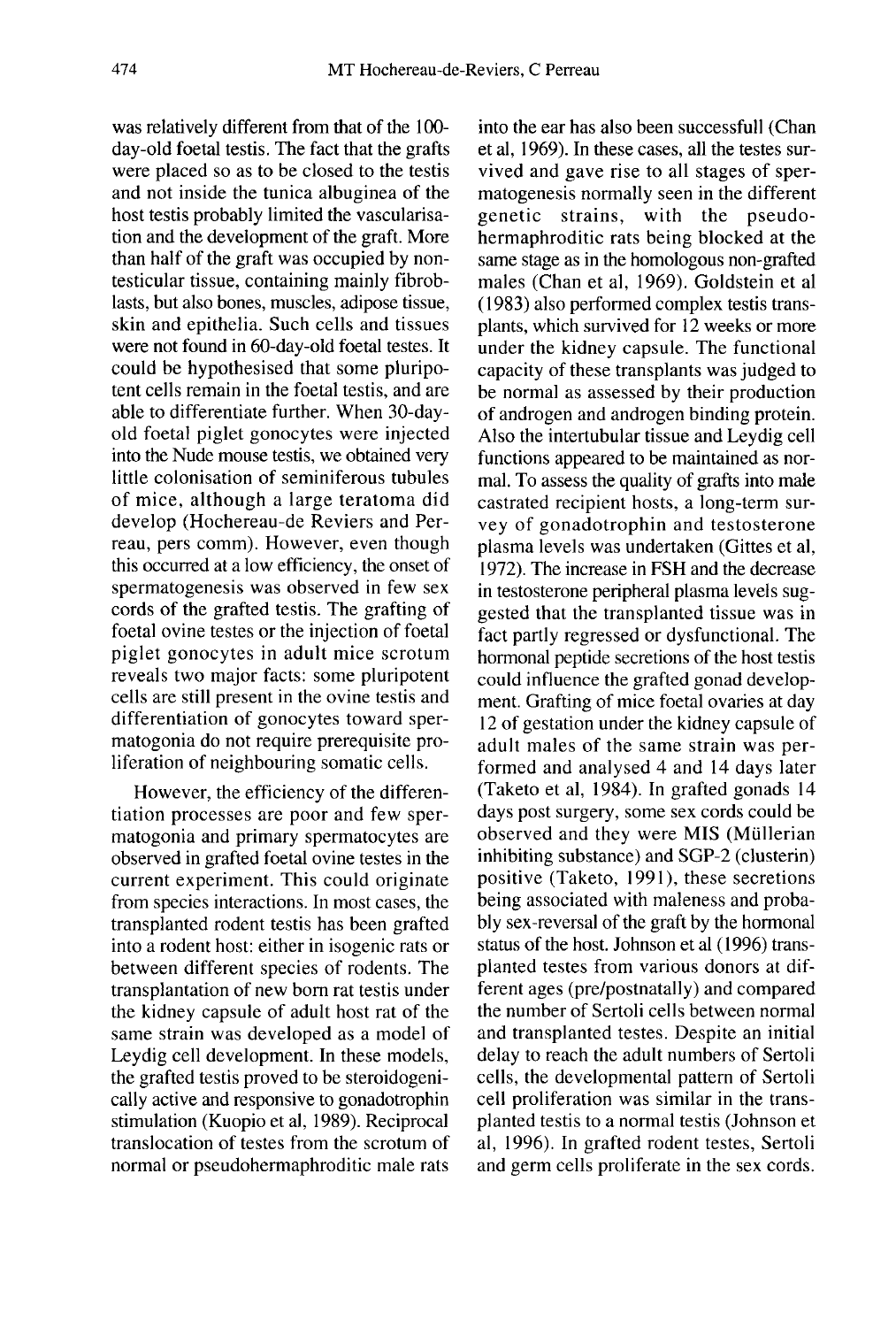was relatively different from that of the 100-day-old foetal testis. The fact that the grafts were placed so as to be closed to the testis and not inside the tunica albuginea of the host testis probably limited the vascularisation and the development of the graft. More than half of the graft was occupied by non-testicular tissue, containing mainly fibroblasts, but also bones, muscles, adipose tissue, skin and epithelia. Such cells and tissues were not found in 60-day-old foetal testes. It could be hypothesised that some pluripotent cells remain in the foetal testis, and are able to differentiate further. When 30-day-old foetal piglet gonocytes were injected into the Nude mouse testis, we obtained very little colonisation of seminiferous tubules of mice, although a large teratoma did develop (Hochereau-de Reviers and Perreau, pers comm). However, even though this occurred at a low efficiency, the onset of spermatogenesis was observed in few sex cords of the grafted testis. The grafting of foetal ovine testes or the injection of foetal piglet gonocytes in adult mice scrotum reveals two major facts: some pluripotent cells are still present in the ovine testis and differentiation of gonocytes toward spermatogonia do not require prerequisite proliferation of neighbouring somatic cells.

However, the efficiency of the differentiation processes are poor and few spermatogonia and primary spermatocytes are observed in grafted foetal ovine testes in the current experiment. This could originate from species interactions. In most cases, the transplanted rodent testis has been grafted into a rodent host: either in isogenic rats or between different species of rodents. The transplantation of new born rat testis under the kidney capsule of adult host rat of the same strain was developed as a model of Leydig cell development. In these models, the grafted testis proved to be steroidogenically active and responsive to gonadotrophin stimulation (Kuopio et al, 1989). Reciprocal translocation of testes from the scrotum of normal or pseudohermaphroditic male rats into the ear has also been successfull (Chan et al, 1969). In these cases, all the testes survived and gave rise to all stages of spermatogenesis normally seen in the different genetic strains, with the pseudohermaphroditic rats being blocked at the same stage as in the homologous non-grafted males (Chan et al, 1969). Goldstein et al (1983) also performed complex testis transplants, which survived for 12 weeks or more under the kidney capsule. The functional capacity of these transplants was judged to be normal as assessed by their production of androgen and androgen binding protein. Also the intertubular tissue and Leydig cell functions appeared to be maintained as normal. To assess the quality of grafts into male castrated recipient hosts, a long-term survey of gonadotrophin and testosterone plasma levels was undertaken (Gittes et al, 1972). The increase in FSH and the decrease in testosterone peripheral plasma levels suggested that the transplanted tissue was in fact partly regressed or dysfunctional. The hormonal peptide secretions of the host testis could influence the grafted gonad development. Grafting of mice foetal ovaries at day 12 of gestation under the kidney capsule of adult males of the same strain was performed and analysed 4 and 14 days later (Taketo et al, 1984). In grafted gonads 14 days post surgery, some sex cords could be observed and they were MIS (Müllerian inhibiting substance) and SGP-2 (clusterin) positive (Taketo, 1991), these secretions being associated with maleness and probably sex-reversal of the graft by the hormonal status of the host. Johnson et al (1996) transplanted testes from various donors at different ages (pre/postnatally) and compared the number of Sertoli cells between normal and transplanted testes. Despite an initial delay to reach the adult numbers of Sertoli cells, the developmental pattern of Sertoli cell proliferation was similar in the transplanted testis to a normal testis (Johnson et al, 1996). In grafted rodent testes, Sertoli and germ cells proliferate in the sex cords.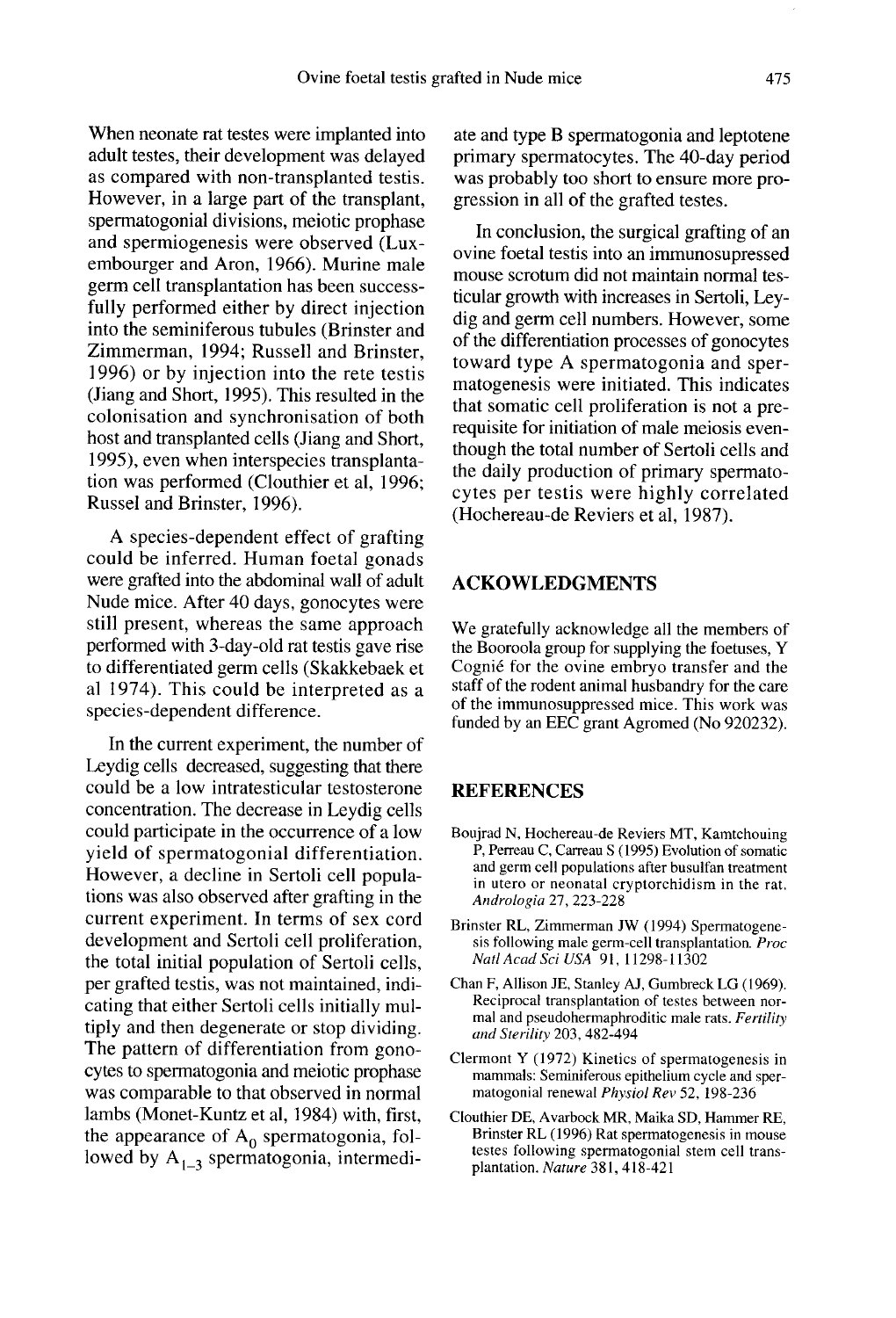When neonate rat testes were implanted into adult testes, their development was delayed as compared with non-transplanted testis. However, in a large part of the transplant, spermatogonial divisions, meiotic prophase and spermiogenesis were observed (Luxembourger and Aron, 1966). Murine male germ cell transplantation has been successfully performed either by direct injection into the seminiferous tubules (Brinster and Zimmerman, 1994; Russell and Brinster, 1996) or by injection into the rete testis (Jiang and Short, 1995). This resulted in the colonisation and synchronisation of both host and transplanted cells (Jiang and Short, 1995), even when interspecies transplantation was performed (Clouthier et al, 1996; Russel and Brinster, 1996).

A species-dependent effect of grafting could be inferred. Human foetal gonads were grafted into the abdominal wall of adult Nude mice. After 40 days, gonocytes were still present, whereas the same approach performed with 3-day-old rat testis gave rise to differentiated germ cells (Skakkebaek et al 1974). This could be interpreted as a species-dependent difference.

In the current experiment, the number of Leydig cells decreased, suggesting that there could be a low intratesticular testosterone concentration. The decrease in Leydig cells could participate in the occurrence of a low yield of spermatogonial differentiation. However, a decline in Sertoli cell populations was also observed after grafting in the current experiment. In terms of sex cord development and Sertoli cell proliferation, the total initial population of Sertoli cells, per grafted testis, was not maintained, indicating that either Sertoli cells initially multiply and then degenerate or stop dividing. The pattern of differentiation from gonocytes to spermatogonia and meiotic prophase was comparable to that observed in normal lambs (Monet-Kuntz et al, 1984) with, first, the appearance of $A_0$ spermatogonia, followed by $A_{1-3}$ spermatogonia, intermediate and type B spermatogonia and leptotene primary spermatocytes. The 40-day period was probably too short to ensure more progression in all of the grafted testes.

In conclusion, the surgical grafting of an ovine foetal testis into an immunosupressed mouse scrotum did not maintain normal testicular growth with increases in Sertoli, Leydig and germ cell numbers. However, some of the differentiation processes of gonocytes toward type A spermatogonia and spermatogenesis were initiated. This indicates that somatic cell proliferation is not a prerequisite for initiation of male meiosis eventhough the total number of Sertoli cells and the daily production of primary spermatocytes per testis were highly correlated (Hochereau-de Reviers et al, 1987).

## ACKOWLEDGMENTS

We gratefully acknowledge all the members of the Booroola group for supplying the foetuses, Y Cognié for the ovine embryo transfer and the staff of the rodent animal husbandry for the care of the immunosuppressed mice. This work was funded by an EEC grant Agromed (No 920232).

## REFERENCES

Boujrad N, Hochereau-de Reviers MT, Kamtchouing P, Perreau C, Carreau S (1995) Evolution of somatic and germ cell populations after busulfan treatment in utero or neonatal cryptorchidism in the rat. *Andrologia* 27, 223-228

Brinster RL, Zimmerman JW (1994) Spermatogenesis following male germ-cell transplantation. *Proc Natl Acad Sci USA* 91, 11298-11302

Chan F, Allison JE, Stanley AJ, Gumbreck LG (1969). Reciprocal transplantation of testes between normal and pseudohermaphroditic male rats. *Fertility and Sterility* 203, 482-494

Clermont Y (1972) Kinetics of spermatogenesis in mammals: Seminiferous epithelium cycle and spermatogonial renewal *Physiol Rev* 52, 198-236

Clouthier DE, Avarbock MR, Maika SD, Hammer RE, Brinster RL (1996) Rat spermatogenesis in mouse testes following spermatogonial stem cell transplantation. *Nature* 381, 418-421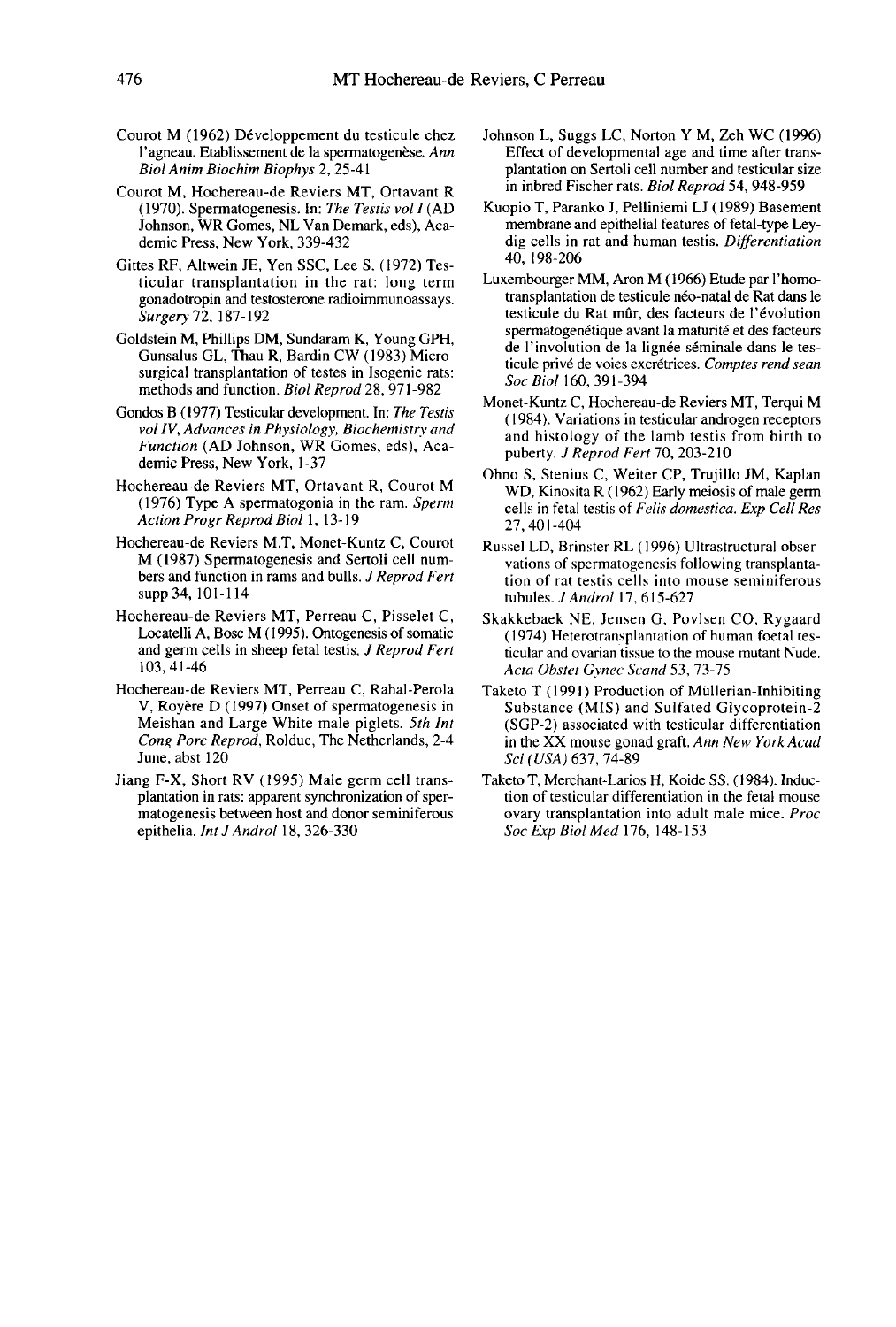Courot M (1962) Développement du testicule chez l'agneau. Etablissement de la spermatogenèse. *Ann Biol Anim Biochim Biophys* 2, 25-41

Courot M, Hochereau-de Reviers MT, Ortavant R (1970). Spermatogenesis. In: *The Testis vol I* (AD Johnson, WR Gomes, NL Van Demark, eds), Academic Press, New York, 339-432

Gittes RF, Altwein JE, Yen SSC, Lee S. (1972) Testicular transplantation in the rat: long term gonadotropin and testosterone radioimmunoassays. *Surgery* 72, 187-192

Goldstein M, Phillips DM, Sundaram K, Young GPH, Gunsalus GL, Thau R, Bardin CW (1983) Microsurgical transplantation of testes in Isogenic rats: methods and function. *Biol Reprod* 28, 971-982

Gondos B (1977) Testicular development. In: *The Testis vol IV, Advances in Physiology, Biochemistry and Function* (AD Johnson, WR Gomes, eds), Academic Press, New York, 1-37

Hochereau-de Reviers MT, Ortavant R, Courot M (1976) Type A spermatogonia in the ram. *Sperm Action Progr Reprod Biol* 1, 13-19

Hochereau-de Reviers M.T, Monet-Kuntz C, Courot M (1987) Spermatogenesis and Sertoli cell numbers and function in rams and bulls. *J Reprod Fert* supp 34, 101-114

Hochereau-de Reviers MT, Perreau C, Pisselet C, Locatelli A, Bosc M (1995). Ontogenesis of somatic and germ cells in sheep fetal testis. *J Reprod Fert* 103, 41-46

Hochereau-de Reviers MT, Perreau C, Rahal-Perola V, Royère D (1997) Onset of spermatogenesis in Meishan and Large White male piglets. *5th Int Cong Porc Reprod*, Rolduc, The Netherlands, 2-4 June, abst 120

Jiang F-X, Short RV (1995) Male germ cell transplantation in rats: apparent synchronization of spermatogenesis between host and donor seminiferous epithelia. *Int J Androl* 18, 326-330

Johnson L, Suggs LC, Norton Y M, Zeh WC (1996) Effect of developmental age and time after transplantation on Sertoli cell number and testicular size in inbred Fischer rats. *Biol Reprod* 54, 948-959

Kuopio T, Paranko J, Pelliniemi LJ (1989) Basement membrane and epithelial features of fetal-type Leydig cells in rat and human testis. *Differentiation* 40, 198-206

Luxembourger MM, Aron M (1966) Etude par l'homotransplantation de testicule néo-natal de Rat dans le testicule du Rat mûr, des facteurs de l'évolution spermatogenétique avant la maturité et des facteurs de l'involution de la lignée séminale dans le testicule privé de voies excrétrices. *Comptes rend sean Soc Biol* 160, 391-394

Monet-Kuntz C, Hochereau-de Reviers MT, Terqui M (1984). Variations in testicular androgen receptors and histology of the lamb testis from birth to puberty. *J Reprod Fert* 70, 203-210

Ohno S, Stenius C, Weiter CP, Trujillo JM, Kaplan WD, Kinosita R (1962) Early meiosis of male germ cells in fetal testis of *Felis domestica*. *Exp Cell Res* 27, 401-404

Russel LD, Brinster RL (1996) Ultrastructural observations of spermatogenesis following transplantation of rat testis cells into mouse seminiferous tubules. *J Androl* 17, 615-627

Skakkebaek NE, Jensen G, Povlsen CO, Rygaard (1974) Heterotransplantation of human foetal testicular and ovarian tissue to the mouse mutant Nude. *Acta Obstet Gynec Scand* 53, 73-75

Taketo T (1991) Production of Müllerian-Inhibiting Substance (MIS) and Sulfated Glycoprotein-2 (SGP-2) associated with testicular differentiation in the XX mouse gonad graft. *Ann New York Acad Sci (USA)* 637, 74-89

Taketo T, Merchant-Larios H, Koide SS. (1984). Induction of testicular differentiation in the fetal mouse ovary transplantation into adult male mice. *Proc Soc Exp Biol Med* 176, 148-153